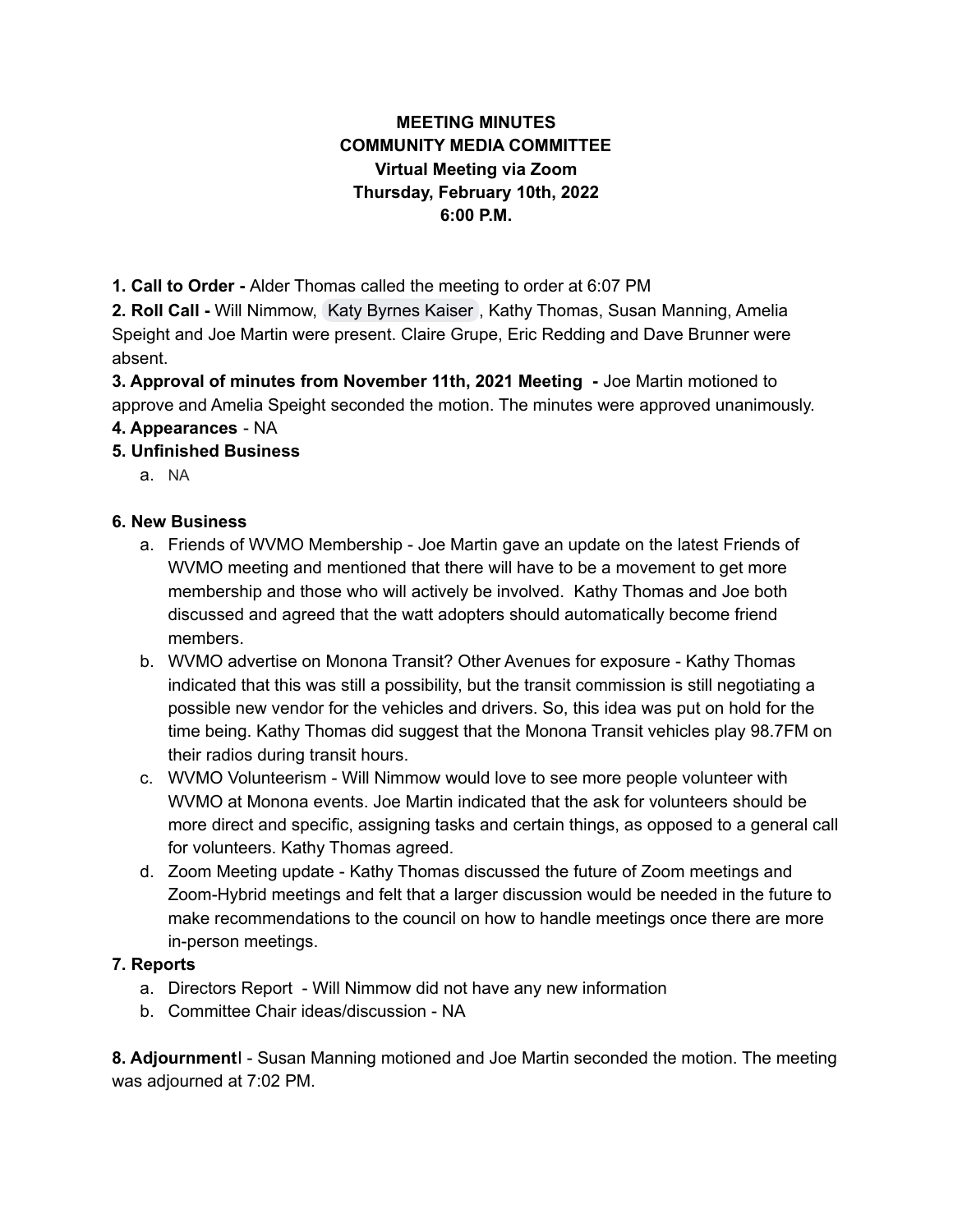**MEETING MINUTES**
**COMMUNITY MEDIA COMMITTEE**
**Virtual Meeting via Zoom**
**Thursday, February 10th, 2022**
**6:00 P.M.**

**1. Call to Order -** Alder Thomas called the meeting to order at 6:07 PM

**2. Roll Call -** Will Nimmow, Katy Byrnes Kaiser , Kathy Thomas, Susan Manning, Amelia Speight and Joe Martin were present. Claire Grupe, Eric Redding and Dave Brunner were absent.

**3. Approval of minutes from November 11th, 2021 Meeting -** Joe Martin motioned to approve and Amelia Speight seconded the motion. The minutes were approved unanimously.

**4. Appearances** - NA

**5. Unfinished Business**

a. NA

**6. New Business**

a. Friends of WVMO Membership - Joe Martin gave an update on the latest Friends of WVMO meeting and mentioned that there will have to be a movement to get more membership and those who will actively be involved. Kathy Thomas and Joe both discussed and agreed that the watt adopters should automatically become friend members.

b. WVMO advertise on Monona Transit? Other Avenues for exposure - Kathy Thomas indicated that this was still a possibility, but the transit commission is still negotiating a possible new vendor for the vehicles and drivers. So, this idea was put on hold for the time being. Kathy Thomas did suggest that the Monona Transit vehicles play 98.7FM on their radios during transit hours.

c. WVMO Volunteerism - Will Nimmow would love to see more people volunteer with WVMO at Monona events. Joe Martin indicated that the ask for volunteers should be more direct and specific, assigning tasks and certain things, as opposed to a general call for volunteers. Kathy Thomas agreed.

d. Zoom Meeting update - Kathy Thomas discussed the future of Zoom meetings and Zoom-Hybrid meetings and felt that a larger discussion would be needed in the future to make recommendations to the council on how to handle meetings once there are more in-person meetings.

**7. Reports**

a. Directors Report - Will Nimmow did not have any new information

b. Committee Chair ideas/discussion - NA

**8. Adjournmentl** - Susan Manning motioned and Joe Martin seconded the motion. The meeting was adjourned at 7:02 PM.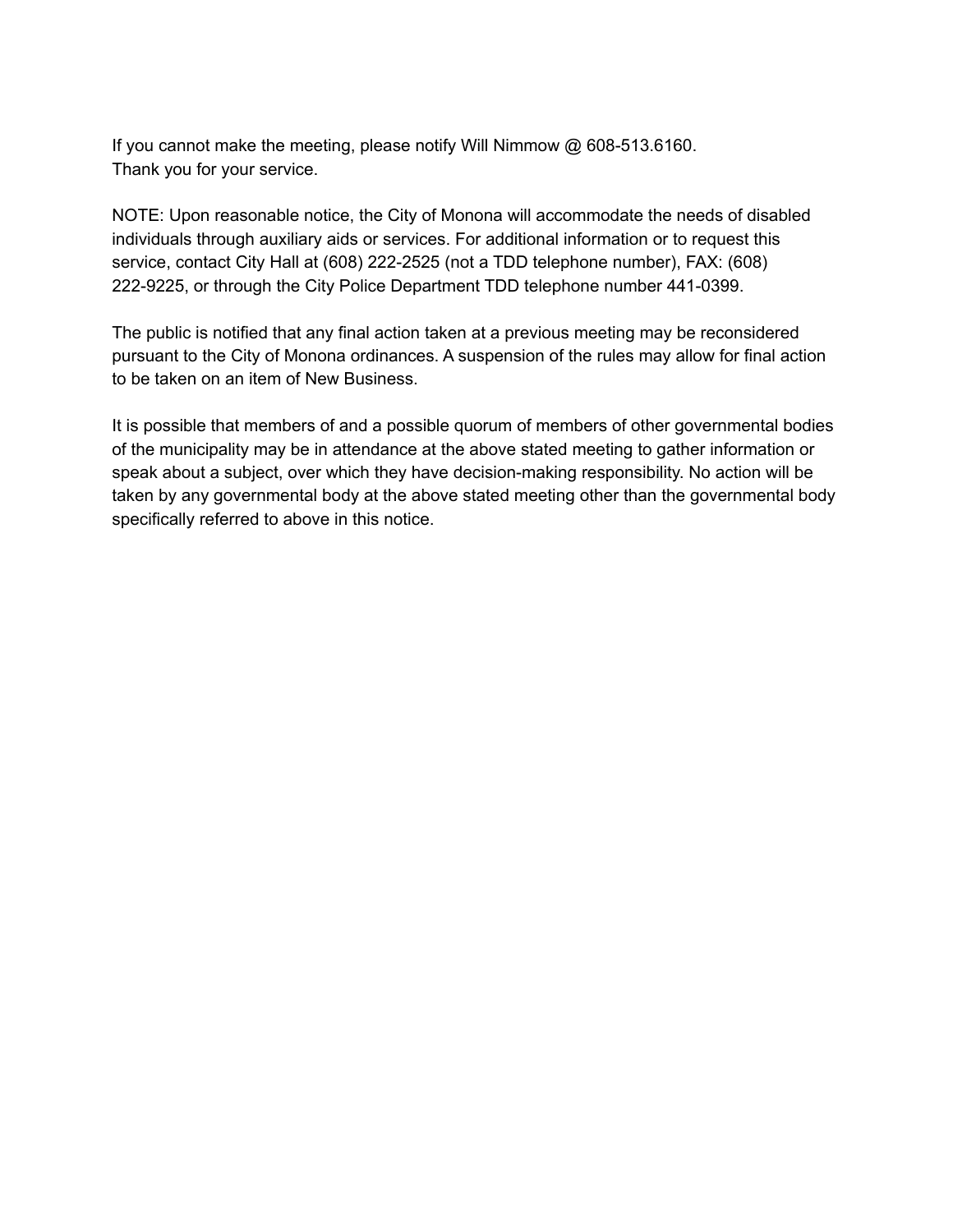If you cannot make the meeting, please notify Will Nimmow @ 608-513.6160.
Thank you for your service.

NOTE: Upon reasonable notice, the City of Monona will accommodate the needs of disabled individuals through auxiliary aids or services. For additional information or to request this service, contact City Hall at (608) 222-2525 (not a TDD telephone number), FAX: (608) 222-9225, or through the City Police Department TDD telephone number 441-0399.

The public is notified that any final action taken at a previous meeting may be reconsidered pursuant to the City of Monona ordinances. A suspension of the rules may allow for final action to be taken on an item of New Business.

It is possible that members of and a possible quorum of members of other governmental bodies of the municipality may be in attendance at the above stated meeting to gather information or speak about a subject, over which they have decision-making responsibility. No action will be taken by any governmental body at the above stated meeting other than the governmental body specifically referred to above in this notice.